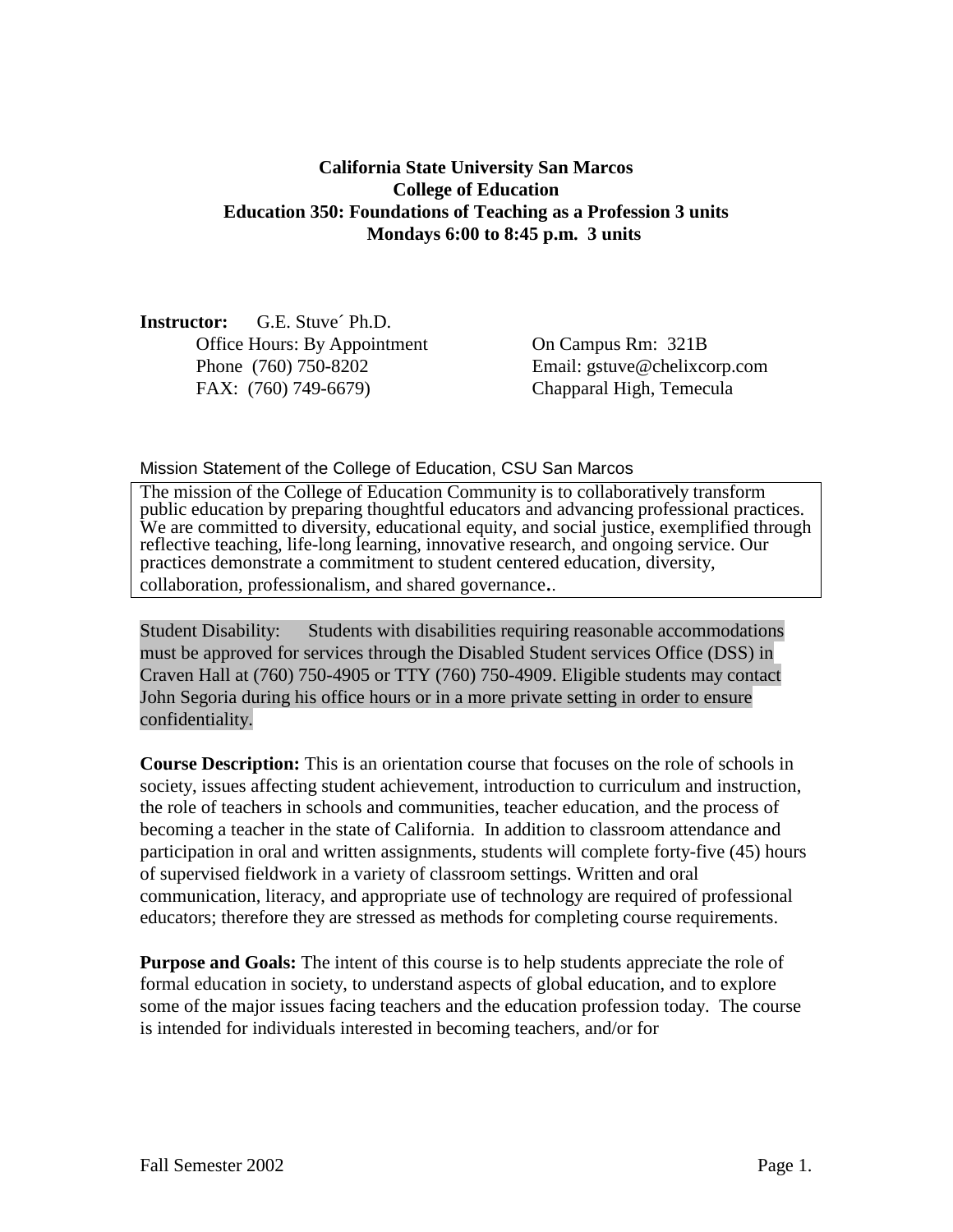**California State University San Marcos**
**College of Education**
**Education 350: Foundations of Teaching as a Profession 3 units**
**Mondays 6:00 to 8:45 p.m. 3 units**

**Instructor:** G.E. Stuve´ Ph.D.
Office Hours: By Appointment
Phone (760) 750-8202
FAX: (760) 749-6679)

On Campus Rm: 321B
Email: gstuve@chelixcorp.com
Chapparal High, Temecula

Mission Statement of the College of Education, CSU San Marcos

The mission of the College of Education Community is to collaboratively transform public education by preparing thoughtful educators and advancing professional practices. We are committed to diversity, educational equity, and social justice, exemplified through reflective teaching, life-long learning, innovative research, and ongoing service. Our practices demonstrate a commitment to student centered education, diversity, collaboration, professionalism, and shared governance..

Student Disability: Students with disabilities requiring reasonable accommodations must be approved for services through the Disabled Student services Office (DSS) in Craven Hall at (760) 750-4905 or TTY (760) 750-4909. Eligible students may contact John Segoria during his office hours or in a more private setting in order to ensure confidentiality.

**Course Description:** This is an orientation course that focuses on the role of schools in society, issues affecting student achievement, introduction to curriculum and instruction, the role of teachers in schools and communities, teacher education, and the process of becoming a teacher in the state of California. In addition to classroom attendance and participation in oral and written assignments, students will complete forty-five (45) hours of supervised fieldwork in a variety of classroom settings. Written and oral communication, literacy, and appropriate use of technology are required of professional educators; therefore they are stressed as methods for completing course requirements.

**Purpose and Goals:** The intent of this course is to help students appreciate the role of formal education in society, to understand aspects of global education, and to explore some of the major issues facing teachers and the education profession today. The course is intended for individuals interested in becoming teachers, and/or for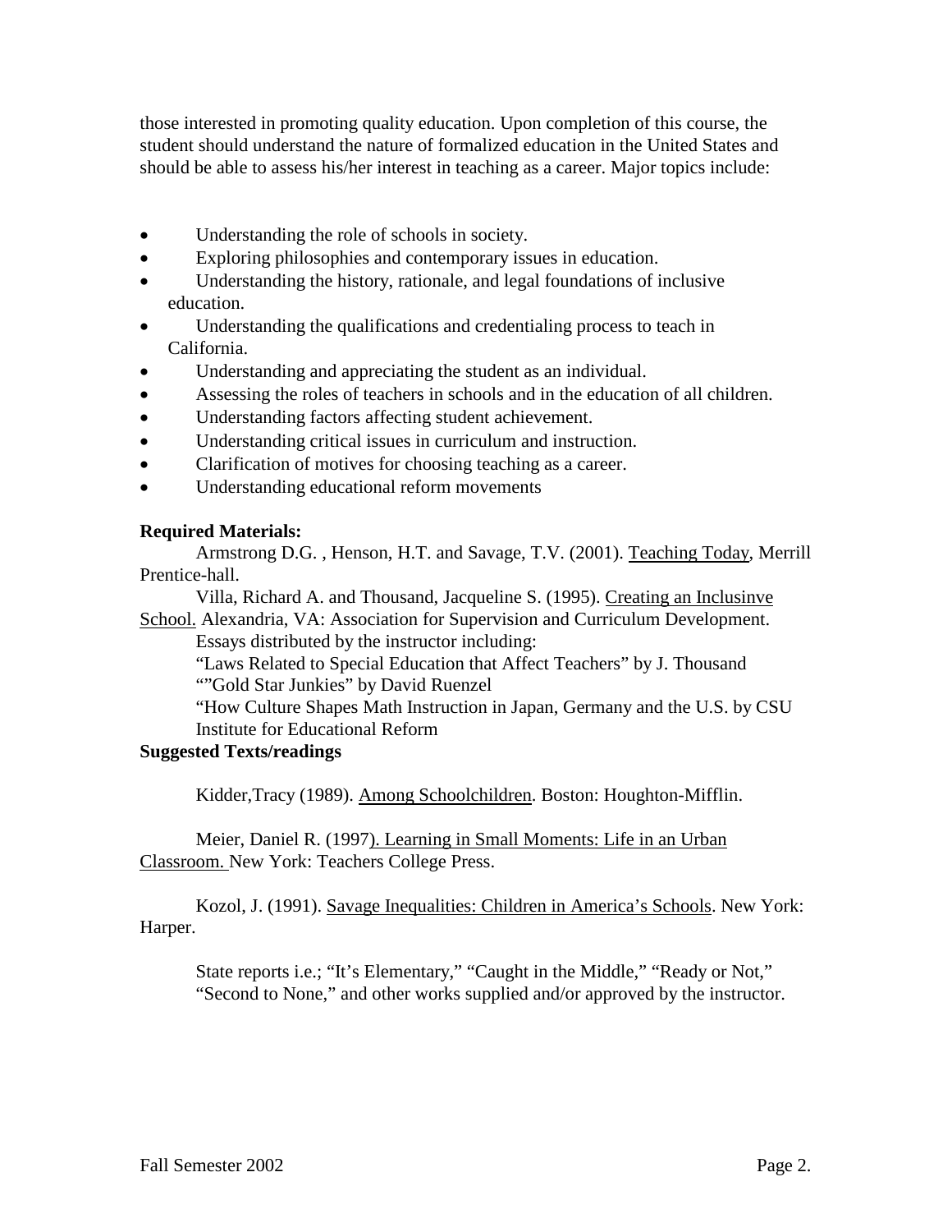those interested in promoting quality education. Upon completion of this course, the student should understand the nature of formalized education in the United States and should be able to assess his/her interest in teaching as a career. Major topics include:

- Understanding the role of schools in society.
- Exploring philosophies and contemporary issues in education.
- Understanding the history, rationale, and legal foundations of inclusive education.
- Understanding the qualifications and credentialing process to teach in California.
- Understanding and appreciating the student as an individual.
- Assessing the roles of teachers in schools and in the education of all children.
- Understanding factors affecting student achievement.
- Understanding critical issues in curriculum and instruction.
- Clarification of motives for choosing teaching as a career.
- Understanding educational reform movements

**Required Materials:**

Armstrong D.G. , Henson, H.T. and Savage, T.V. (2001). Teaching Today, Merrill Prentice-hall.

Villa, Richard A. and Thousand, Jacqueline S. (1995). Creating an Inclusinve School. Alexandria, VA: Association for Supervision and Curriculum Development.

Essays distributed by the instructor including:

"Laws Related to Special Education that Affect Teachers" by J. Thousand

""Gold Star Junkies" by David Ruenzel

"How Culture Shapes Math Instruction in Japan, Germany and the U.S. by CSU Institute for Educational Reform

**Suggested Texts/readings**

Kidder,Tracy (1989). Among Schoolchildren. Boston: Houghton-Mifflin.

Meier, Daniel R. (1997). Learning in Small Moments: Life in an Urban Classroom. New York: Teachers College Press.

Kozol, J. (1991). Savage Inequalities: Children in America's Schools. New York: Harper.

State reports i.e.; "It's Elementary," "Caught in the Middle," "Ready or Not," "Second to None," and other works supplied and/or approved by the instructor.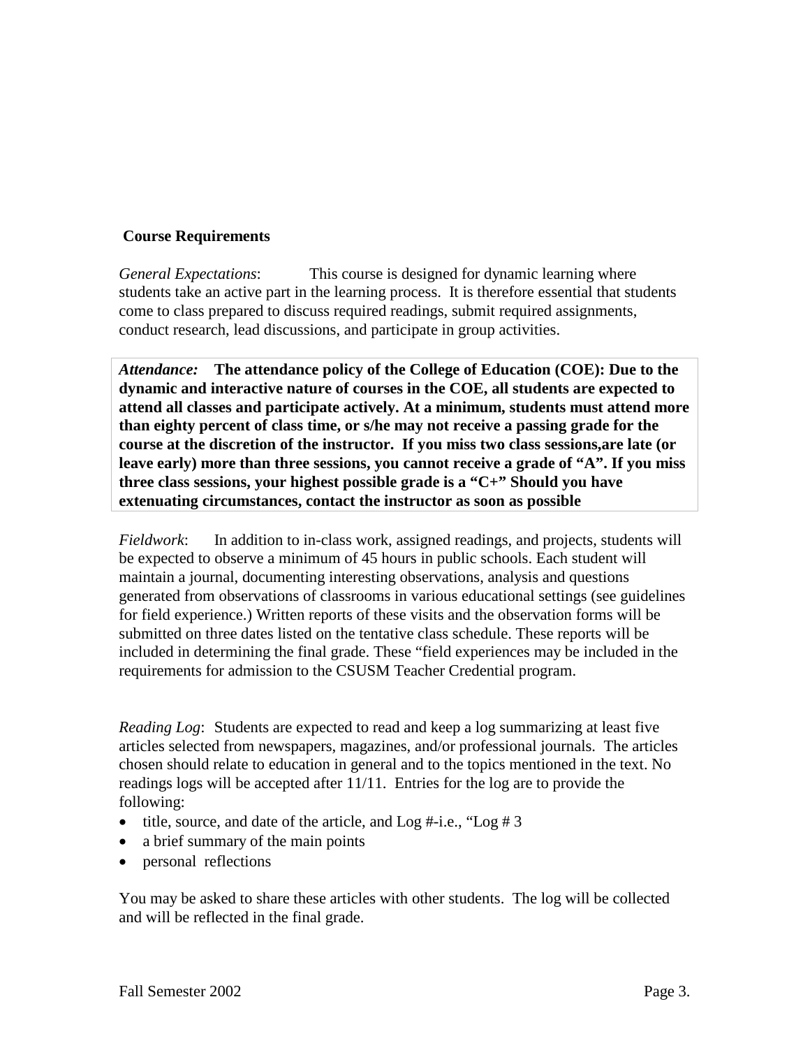**Course Requirements**

*General Expectations*: This course is designed for dynamic learning where students take an active part in the learning process. It is therefore essential that students come to class prepared to discuss required readings, submit required assignments, conduct research, lead discussions, and participate in group activities.

*Attendance:* **The attendance policy of the College of Education (COE): Due to the dynamic and interactive nature of courses in the COE, all students are expected to attend all classes and participate actively. At a minimum, students must attend more than eighty percent of class time, or s/he may not receive a passing grade for the course at the discretion of the instructor. If you miss two class sessions,are late (or leave early) more than three sessions, you cannot receive a grade of "A". If you miss three class sessions, your highest possible grade is a "C+" Should you have extenuating circumstances, contact the instructor as soon as possible**

*Fieldwork*: In addition to in-class work, assigned readings, and projects, students will be expected to observe a minimum of 45 hours in public schools. Each student will maintain a journal, documenting interesting observations, analysis and questions generated from observations of classrooms in various educational settings (see guidelines for field experience.) Written reports of these visits and the observation forms will be submitted on three dates listed on the tentative class schedule. These reports will be included in determining the final grade. These "field experiences may be included in the requirements for admission to the CSUSM Teacher Credential program.

*Reading Log*: Students are expected to read and keep a log summarizing at least five articles selected from newspapers, magazines, and/or professional journals. The articles chosen should relate to education in general and to the topics mentioned in the text. No readings logs will be accepted after 11/11. Entries for the log are to provide the following:

- title, source, and date of the article, and Log #-i.e., "Log # 3
- a brief summary of the main points
- personal reflections

You may be asked to share these articles with other students. The log will be collected and will be reflected in the final grade.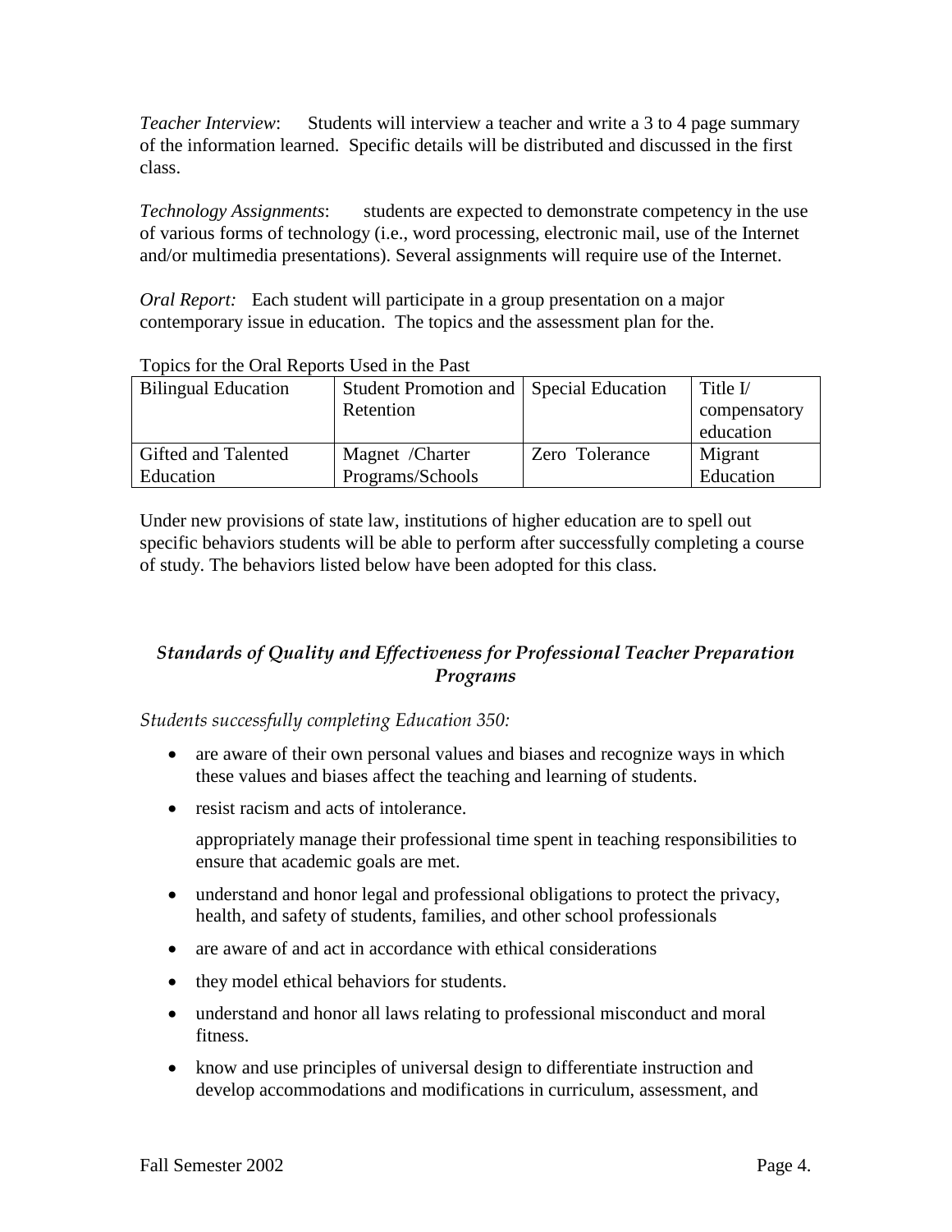*Teacher Interview*: Students will interview a teacher and write a 3 to 4 page summary of the information learned. Specific details will be distributed and discussed in the first class.

*Technology Assignments*: students are expected to demonstrate competency in the use of various forms of technology (i.e., word processing, electronic mail, use of the Internet and/or multimedia presentations). Several assignments will require use of the Internet.

*Oral Report:* Each student will participate in a group presentation on a major contemporary issue in education. The topics and the assessment plan for the.

Topics for the Oral Reports Used in the Past

| Bilingual Education | Student Promotion and Retention | Special Education | Title I/ compensatory education |
|---|---|---|---|
| Gifted and Talented Education | Magnet /Charter Programs/Schools | Zero Tolerance | Migrant Education |

Under new provisions of state law, institutions of higher education are to spell out specific behaviors students will be able to perform after successfully completing a course of study. The behaviors listed below have been adopted for this class.

## *Standards of Quality and Effectiveness for Professional Teacher Preparation Programs*

*Students successfully completing Education 350:*

- are aware of their own personal values and biases and recognize ways in which these values and biases affect the teaching and learning of students.
- resist racism and acts of intolerance.

  appropriately manage their professional time spent in teaching responsibilities to ensure that academic goals are met.
- understand and honor legal and professional obligations to protect the privacy, health, and safety of students, families, and other school professionals
- are aware of and act in accordance with ethical considerations
- they model ethical behaviors for students.
- understand and honor all laws relating to professional misconduct and moral fitness.
- know and use principles of universal design to differentiate instruction and develop accommodations and modifications in curriculum, assessment, and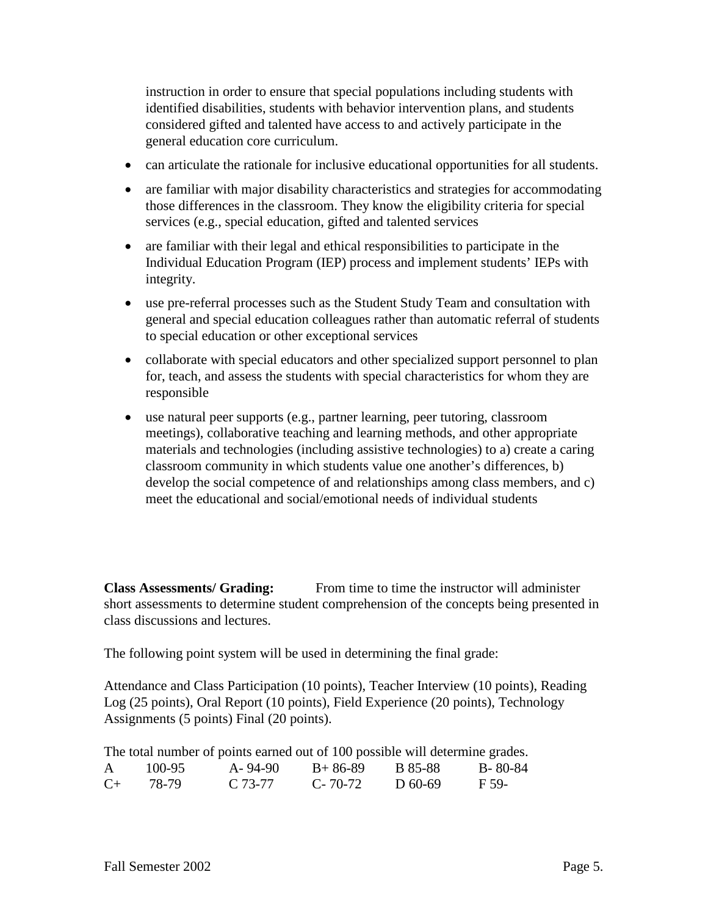instruction in order to ensure that special populations including students with identified disabilities, students with behavior intervention plans, and students considered gifted and talented have access to and actively participate in the general education core curriculum.

- can articulate the rationale for inclusive educational opportunities for all students.
- are familiar with major disability characteristics and strategies for accommodating those differences in the classroom. They know the eligibility criteria for special services (e.g., special education, gifted and talented services
- are familiar with their legal and ethical responsibilities to participate in the Individual Education Program (IEP) process and implement students' IEPs with integrity.
- use pre-referral processes such as the Student Study Team and consultation with general and special education colleagues rather than automatic referral of students to special education or other exceptional services
- collaborate with special educators and other specialized support personnel to plan for, teach, and assess the students with special characteristics for whom they are responsible
- use natural peer supports (e.g., partner learning, peer tutoring, classroom meetings), collaborative teaching and learning methods, and other appropriate materials and technologies (including assistive technologies) to a) create a caring classroom community in which students value one another's differences, b) develop the social competence of and relationships among class members, and c) meet the educational and social/emotional needs of individual students

**Class Assessments/ Grading:** From time to time the instructor will administer short assessments to determine student comprehension of the concepts being presented in class discussions and lectures.

The following point system will be used in determining the final grade:

Attendance and Class Participation (10 points), Teacher Interview (10 points), Reading Log (25 points), Oral Report (10 points), Field Experience (20 points), Technology Assignments (5 points) Final (20 points).

The total number of points earned out of 100 possible will determine grades.

| | | | | | |
|---|---|---|---|---|---|
| A | 100-95 | A- 94-90 | B+ 86-89 | B 85-88 | B- 80-84 |
| C+ | 78-79 | C 73-77 | C- 70-72 | D 60-69 | F 59- |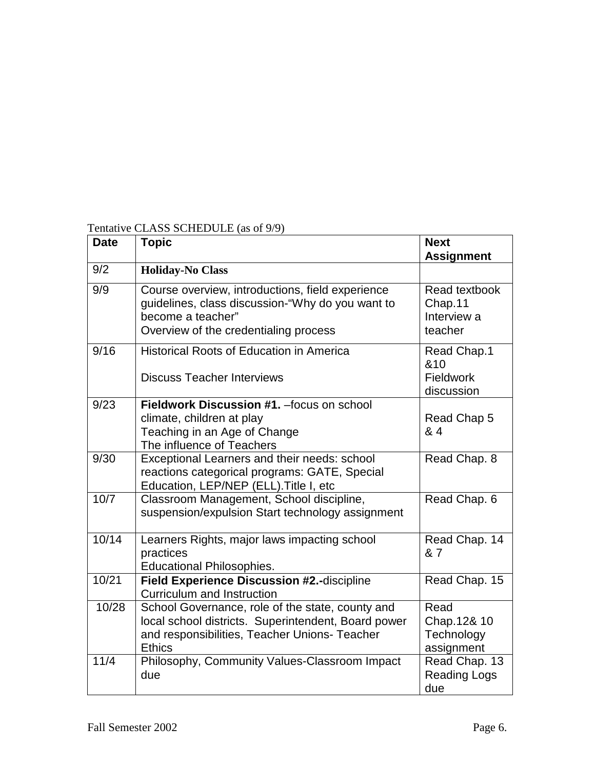Tentative CLASS SCHEDULE (as of 9/9)

| Date | Topic | Next Assignment |
|---|---|---|
| 9/2 | **Holiday-No Class** | |
| 9/9 | Course overview, introductions, field experience guidelines, class discussion-"Why do you want to become a teacher"<br>Overview of the credentialing process | Read textbook Chap.11<br>Interview a teacher |
| 9/16 | Historical Roots of Education in America<br><br>Discuss Teacher Interviews | Read Chap.1 &10<br>Fieldwork discussion |
| 9/23 | **Fieldwork Discussion #1.** –focus on school climate, children at play<br>Teaching in an Age of Change<br>The influence of Teachers | Read Chap 5 & 4 |
| 9/30 | Exceptional Learners and their needs: school reactions categorical programs: GATE, Special Education, LEP/NEP (ELL).Title I, etc | Read Chap. 8 |
| 10/7 | Classroom Management, School discipline, suspension/expulsion Start technology assignment | Read Chap. 6 |
| 10/14 | Learners Rights, major laws impacting school practices<br>Educational Philosophies. | Read Chap. 14 & 7 |
| 10/21 | **Field Experience Discussion #2.-**discipline<br>Curriculum and Instruction | Read Chap. 15 |
| 10/28 | School Governance, role of the state, county and local school districts. Superintendent, Board power and responsibilities, Teacher Unions- Teacher Ethics | Read Chap.12& 10<br>Technology assignment |
| 11/4 | Philosophy, Community Values-Classroom Impact due | Read Chap. 13<br>Reading Logs due |

Fall Semester 2002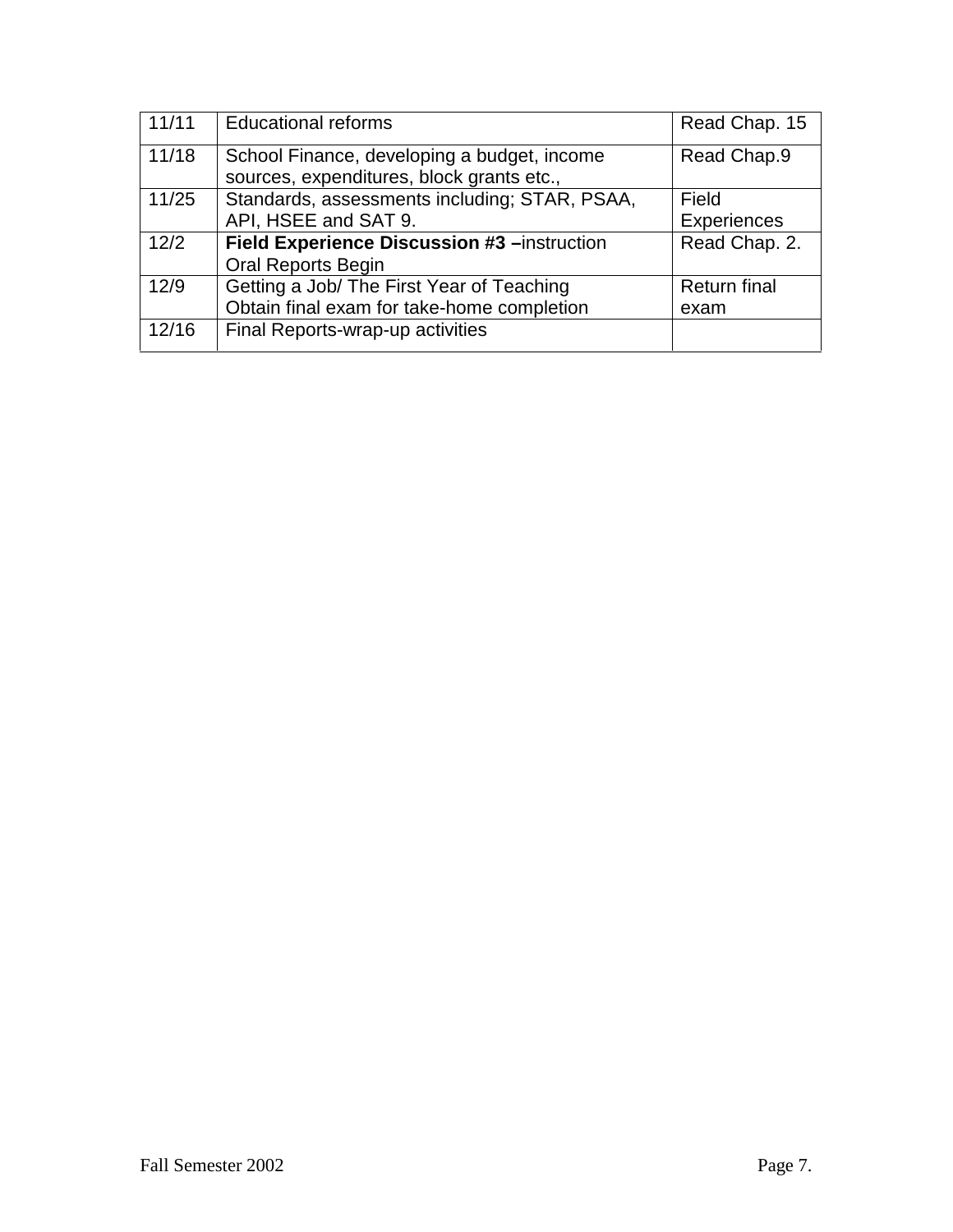| | | |
|---|---|---|
| 11/11 | Educational reforms | Read Chap. 15 |
| 11/18 | School Finance, developing a budget, income sources, expenditures, block grants etc., | Read Chap.9 |
| 11/25 | Standards, assessments including; STAR, PSAA, API, HSEE and SAT 9. | Field Experiences |
| 12/2 | **Field Experience Discussion #3 –**instruction Oral Reports Begin | Read Chap. 2. |
| 12/9 | Getting a Job/ The First Year of Teaching Obtain final exam for take-home completion | Return final exam |
| 12/16 | Final Reports-wrap-up activities | |